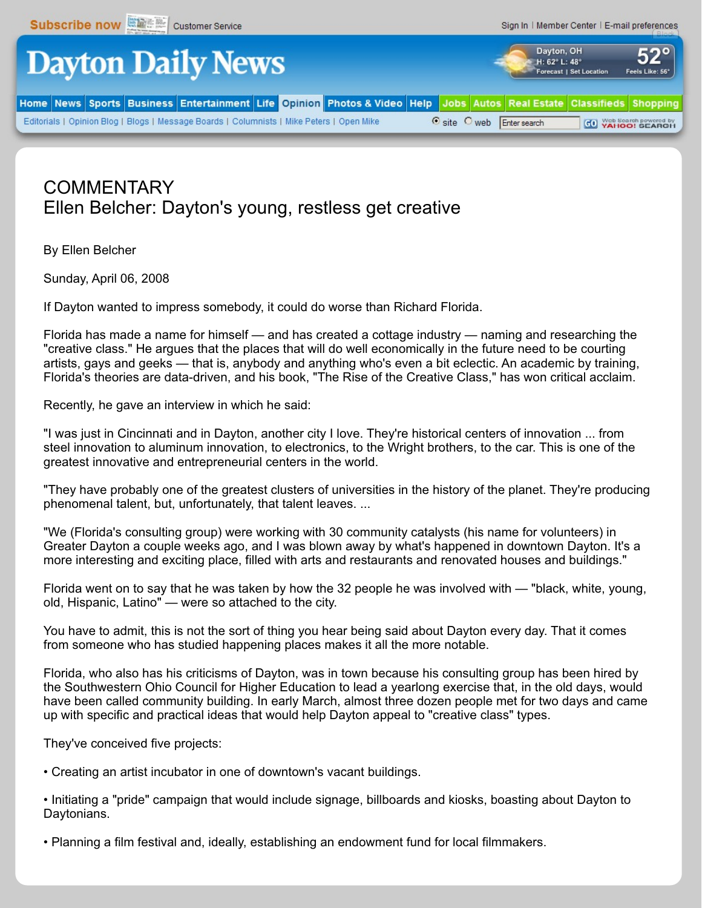# COMMENTARY
## Ellen Belcher: Dayton's young, restless get creative

By Ellen Belcher

Sunday, April 06, 2008

If Dayton wanted to impress somebody, it could do worse than Richard Florida.

Florida has made a name for himself — and has created a cottage industry — naming and researching the "creative class." He argues that the places that will do well economically in the future need to be courting artists, gays and geeks — that is, anybody and anything who's even a bit eclectic. An academic by training, Florida's theories are data-driven, and his book, "The Rise of the Creative Class," has won critical acclaim.

Recently, he gave an interview in which he said:

"I was just in Cincinnati and in Dayton, another city I love. They're historical centers of innovation ... from steel innovation to aluminum innovation, to electronics, to the Wright brothers, to the car. This is one of the greatest innovative and entrepreneurial centers in the world.

"They have probably one of the greatest clusters of universities in the history of the planet. They're producing phenomenal talent, but, unfortunately, that talent leaves. ...

"We (Florida's consulting group) were working with 30 community catalysts (his name for volunteers) in Greater Dayton a couple weeks ago, and I was blown away by what's happened in downtown Dayton. It's a more interesting and exciting place, filled with arts and restaurants and renovated houses and buildings."

Florida went on to say that he was taken by how the 32 people he was involved with — "black, white, young, old, Hispanic, Latino" — were so attached to the city.

You have to admit, this is not the sort of thing you hear being said about Dayton every day. That it comes from someone who has studied happening places makes it all the more notable.

Florida, who also has his criticisms of Dayton, was in town because his consulting group has been hired by the Southwestern Ohio Council for Higher Education to lead a yearlong exercise that, in the old days, would have been called community building. In early March, almost three dozen people met for two days and came up with specific and practical ideas that would help Dayton appeal to "creative class" types.

They've conceived five projects:

- Creating an artist incubator in one of downtown's vacant buildings.
- Initiating a "pride" campaign that would include signage, billboards and kiosks, boasting about Dayton to Daytonians.
- Planning a film festival and, ideally, establishing an endowment fund for local filmmakers.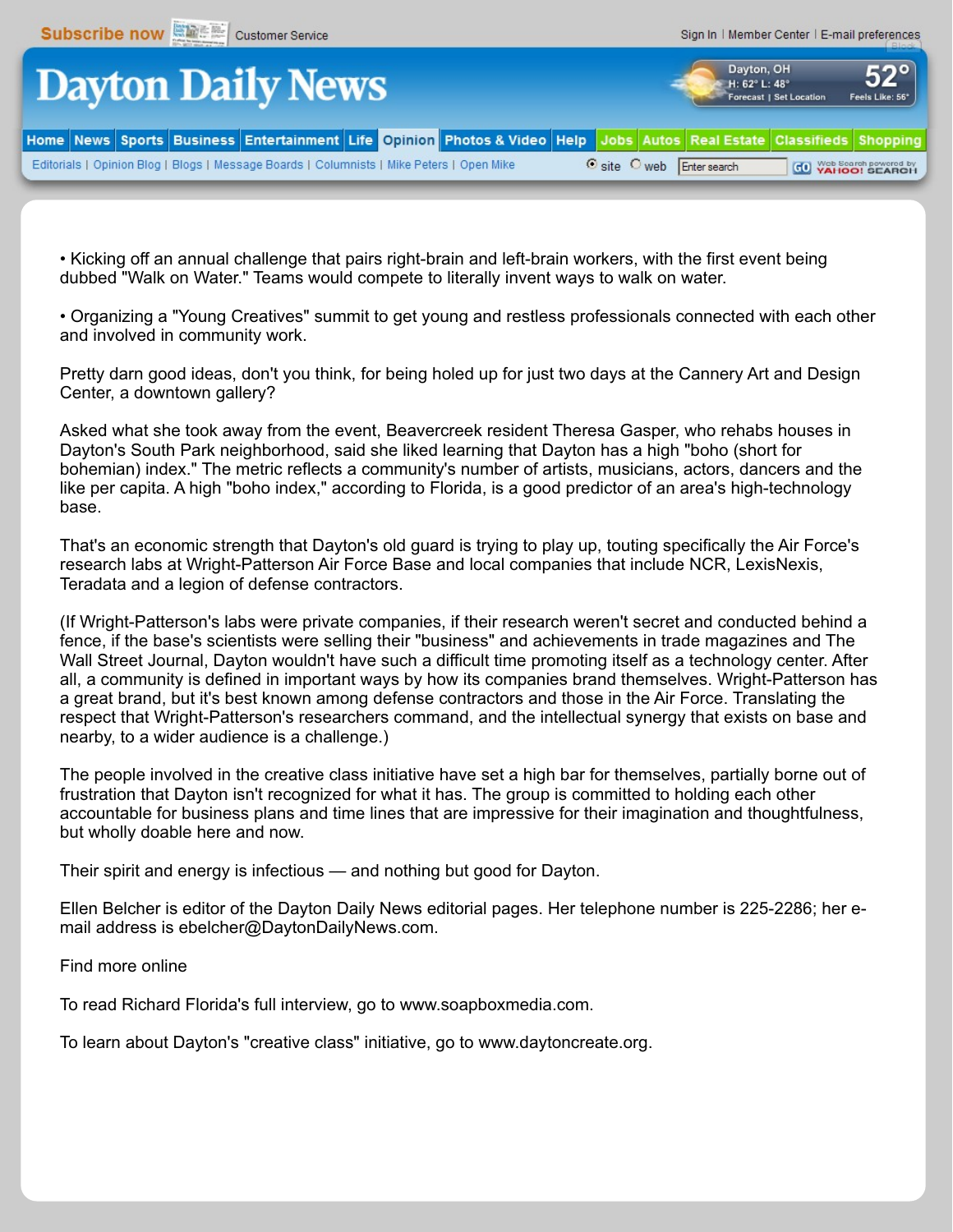• Kicking off an annual challenge that pairs right-brain and left-brain workers, with the first event being dubbed "Walk on Water." Teams would compete to literally invent ways to walk on water.

• Organizing a "Young Creatives" summit to get young and restless professionals connected with each other and involved in community work.

Pretty darn good ideas, don't you think, for being holed up for just two days at the Cannery Art and Design Center, a downtown gallery?

Asked what she took away from the event, Beavercreek resident Theresa Gasper, who rehabs houses in Dayton's South Park neighborhood, said she liked learning that Dayton has a high "boho (short for bohemian) index." The metric reflects a community's number of artists, musicians, actors, dancers and the like per capita. A high "boho index," according to Florida, is a good predictor of an area's high-technology base.

That's an economic strength that Dayton's old guard is trying to play up, touting specifically the Air Force's research labs at Wright-Patterson Air Force Base and local companies that include NCR, LexisNexis, Teradata and a legion of defense contractors.

(If Wright-Patterson's labs were private companies, if their research weren't secret and conducted behind a fence, if the base's scientists were selling their "business" and achievements in trade magazines and The Wall Street Journal, Dayton wouldn't have such a difficult time promoting itself as a technology center. After all, a community is defined in important ways by how its companies brand themselves. Wright-Patterson has a great brand, but it's best known among defense contractors and those in the Air Force. Translating the respect that Wright-Patterson's researchers command, and the intellectual synergy that exists on base and nearby, to a wider audience is a challenge.)

The people involved in the creative class initiative have set a high bar for themselves, partially borne out of frustration that Dayton isn't recognized for what it has. The group is committed to holding each other accountable for business plans and time lines that are impressive for their imagination and thoughtfulness, but wholly doable here and now.

Their spirit and energy is infectious — and nothing but good for Dayton.

Ellen Belcher is editor of the Dayton Daily News editorial pages. Her telephone number is 225-2286; her e-mail address is ebelcher@DaytonDailyNews.com.

Find more online

To read Richard Florida's full interview, go to www.soapboxmedia.com.

To learn about Dayton's "creative class" initiative, go to www.daytoncreate.org.